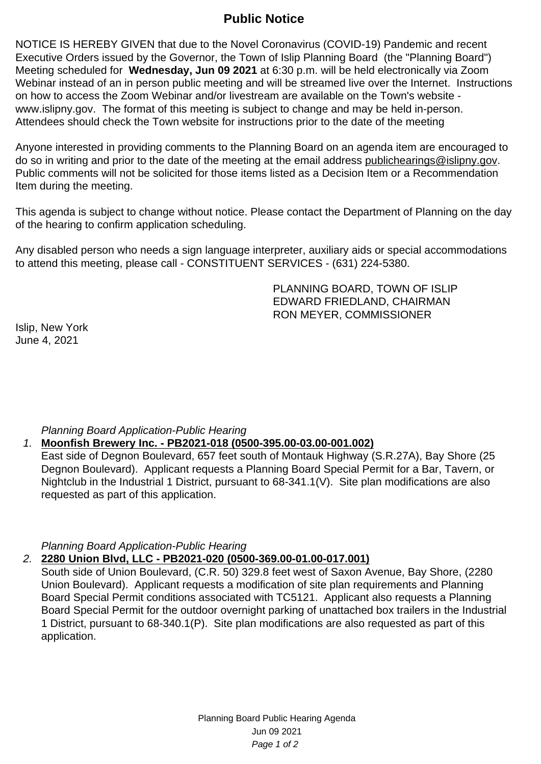# Public Notice

NOTICE IS HEREBY GIVEN that due to the Novel Coronavirus (COVID-19) Pandemic and recent Executive Orders issued by the Governor, the Town of Islip Planning Board (the "Planning Board") Meeting scheduled for **Wednesday, Jun 09 2021** at 6:30 p.m. will be held electronically via Zoom Webinar instead of an in person public meeting and will be streamed live over the Internet. Instructions on how to access the Zoom Webinar and/or livestream are available on the Town's website - www.islipny.gov. The format of this meeting is subject to change and may be held in-person. Attendees should check the Town website for instructions prior to the date of the meeting

Anyone interested in providing comments to the Planning Board on an agenda item are encouraged to do so in writing and prior to the date of the meeting at the email address publichearings@islipny.gov. Public comments will not be solicited for those items listed as a Decision Item or a Recommendation Item during the meeting.

This agenda is subject to change without notice. Please contact the Department of Planning on the day of the hearing to confirm application scheduling.

Any disabled person who needs a sign language interpreter, auxiliary aids or special accommodations to attend this meeting, please call - CONSTITUENT SERVICES - (631) 224-5380.

PLANNING BOARD, TOWN OF ISLIP
EDWARD FRIEDLAND, CHAIRMAN
RON MEYER, COMMISSIONER

Islip, New York
June 4, 2021

*Planning Board Application-Public Hearing*

1. **Moonfish Brewery Inc. - PB2021-018 (0500-395.00-03.00-001.002)**
   East side of Degnon Boulevard, 657 feet south of Montauk Highway (S.R.27A), Bay Shore (25 Degnon Boulevard). Applicant requests a Planning Board Special Permit for a Bar, Tavern, or Nightclub in the Industrial 1 District, pursuant to 68-341.1(V). Site plan modifications are also requested as part of this application.

*Planning Board Application-Public Hearing*

2. **2280 Union Blvd, LLC - PB2021-020 (0500-369.00-01.00-017.001)**
   South side of Union Boulevard, (C.R. 50) 329.8 feet west of Saxon Avenue, Bay Shore, (2280 Union Boulevard). Applicant requests a modification of site plan requirements and Planning Board Special Permit conditions associated with TC5121. Applicant also requests a Planning Board Special Permit for the outdoor overnight parking of unattached box trailers in the Industrial 1 District, pursuant to 68-340.1(P). Site plan modifications are also requested as part of this application.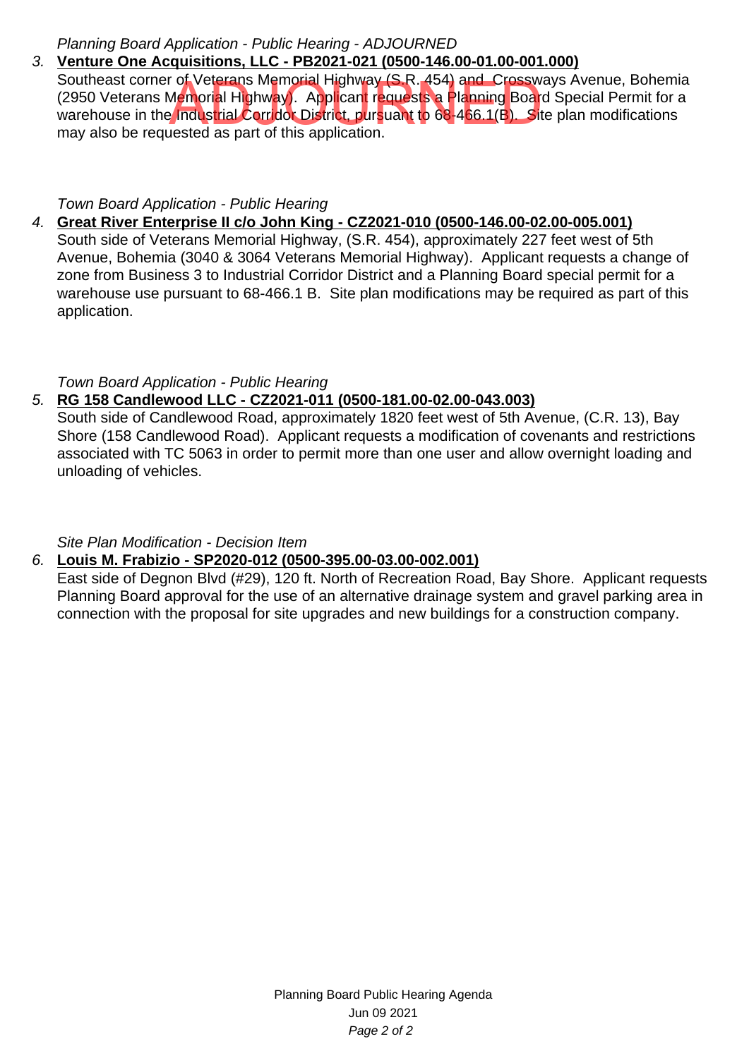*Planning Board Application - Public Hearing - ADJOURNED*

3. **Venture One Acquisitions, LLC - PB2021-021 (0500-146.00-01.00-001.000)**

   Southeast corner of Veterans Memorial Highway (S.R. 454) and Crossways Avenue, Bohemia (2950 Veterans Memorial Highway). Applicant requests a Planning Board Special Permit for a warehouse in the Industrial Corridor District, pursuant to 68-466.1(B). Site plan modifications may also be requested as part of this application.

   ADJOURNED

*Town Board Application - Public Hearing*

4. **Great River Enterprise II c/o John King - CZ2021-010 (0500-146.00-02.00-005.001)**

   South side of Veterans Memorial Highway, (S.R. 454), approximately 227 feet west of 5th Avenue, Bohemia (3040 & 3064 Veterans Memorial Highway). Applicant requests a change of zone from Business 3 to Industrial Corridor District and a Planning Board special permit for a warehouse use pursuant to 68-466.1 B. Site plan modifications may be required as part of this application.

*Town Board Application - Public Hearing*

5. **RG 158 Candlewood LLC - CZ2021-011 (0500-181.00-02.00-043.003)**

   South side of Candlewood Road, approximately 1820 feet west of 5th Avenue, (C.R. 13), Bay Shore (158 Candlewood Road). Applicant requests a modification of covenants and restrictions associated with TC 5063 in order to permit more than one user and allow overnight loading and unloading of vehicles.

*Site Plan Modification - Decision Item*

6. **Louis M. Frabizio - SP2020-012 (0500-395.00-03.00-002.001)**

   East side of Degnon Blvd (#29), 120 ft. North of Recreation Road, Bay Shore. Applicant requests Planning Board approval for the use of an alternative drainage system and gravel parking area in connection with the proposal for site upgrades and new buildings for a construction company.